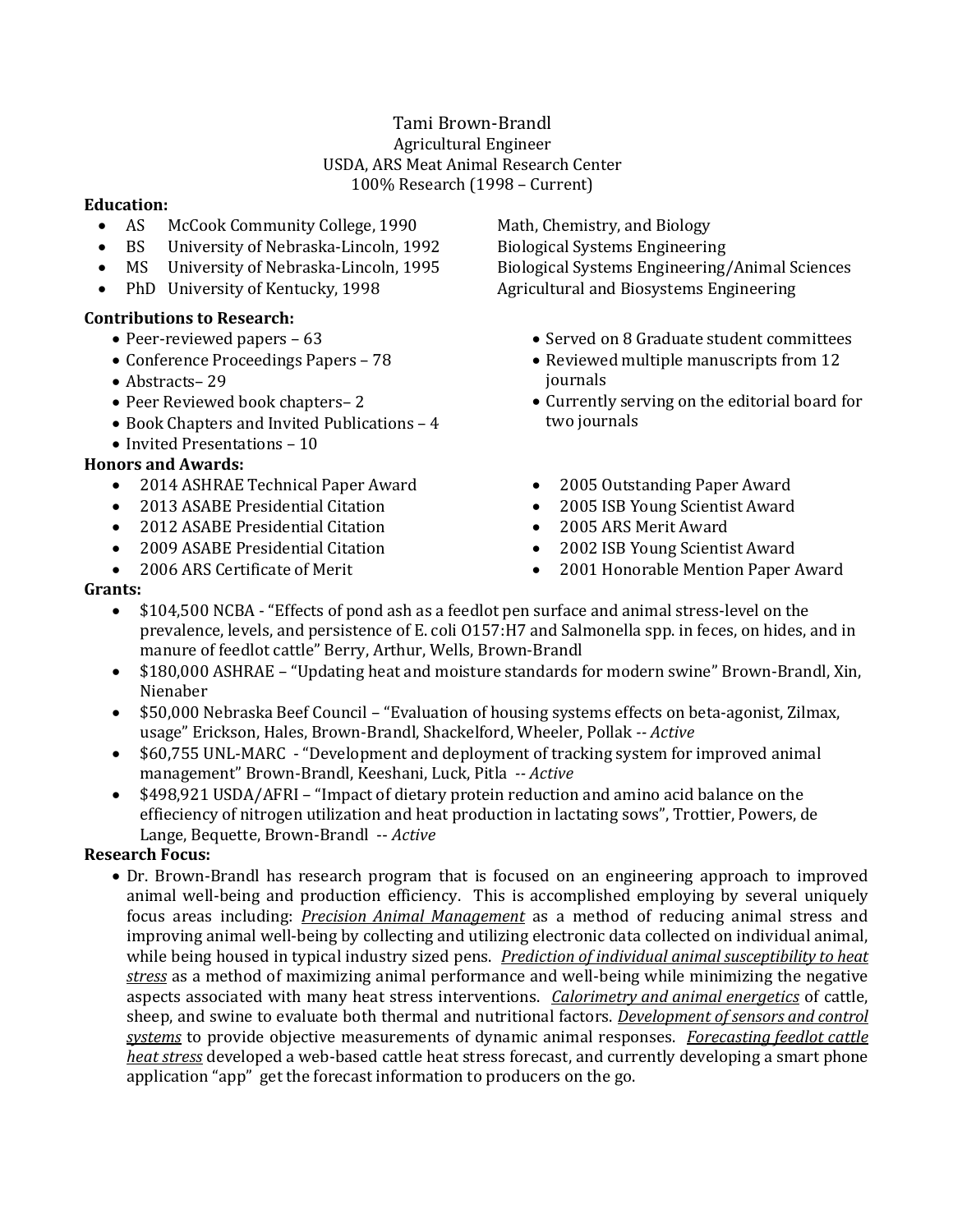Tami Brown-Brandl
Agricultural Engineer
USDA, ARS Meat Animal Research Center
100% Research (1998 – Current)

**Education:**

- AS McCook Community College, 1990 — Math, Chemistry, and Biology
- BS University of Nebraska-Lincoln, 1992 — Biological Systems Engineering
- MS University of Nebraska-Lincoln, 1995 — Biological Systems Engineering/Animal Sciences
- PhD University of Kentucky, 1998 — Agricultural and Biosystems Engineering

**Contributions to Research:**

- Peer-reviewed papers – 63
- Conference Proceedings Papers – 78
- Abstracts– 29
- Peer Reviewed book chapters– 2
- Book Chapters and Invited Publications – 4
- Invited Presentations – 10
- Served on 8 Graduate student committees
- Reviewed multiple manuscripts from 12 journals
- Currently serving on the editorial board for two journals

**Honors and Awards:**

- 2014 ASHRAE Technical Paper Award
- 2013 ASABE Presidential Citation
- 2012 ASABE Presidential Citation
- 2009 ASABE Presidential Citation
- 2006 ARS Certificate of Merit
- 2005 Outstanding Paper Award
- 2005 ISB Young Scientist Award
- 2005 ARS Merit Award
- 2002 ISB Young Scientist Award
- 2001 Honorable Mention Paper Award

**Grants:**

- $104,500 NCBA - "Effects of pond ash as a feedlot pen surface and animal stress-level on the prevalence, levels, and persistence of E. coli O157:H7 and Salmonella spp. in feces, on hides, and in manure of feedlot cattle" Berry, Arthur, Wells, Brown-Brandl
- $180,000 ASHRAE – "Updating heat and moisture standards for modern swine" Brown-Brandl, Xin, Nienaber
- $50,000 Nebraska Beef Council – "Evaluation of housing systems effects on beta-agonist, Zilmax, usage" Erickson, Hales, Brown-Brandl, Shackelford, Wheeler, Pollak -- *Active*
- $60,755 UNL-MARC - "Development and deployment of tracking system for improved animal management" Brown-Brandl, Keeshani, Luck, Pitla -- *Active*
- $498,921 USDA/AFRI – "Impact of dietary protein reduction and amino acid balance on the effiecincy of nitrogen utilization and heat production in lactating sows", Trottier, Powers, de Lange, Bequette, Brown-Brandl -- *Active*

**Research Focus:**

- Dr. Brown-Brandl has research program that is focused on an engineering approach to improved animal well-being and production efficiency. This is accomplished employing by several uniquely focus areas including: ***Precision Animal Management*** as a method of reducing animal stress and improving animal well-being by collecting and utilizing electronic data collected on individual animal, while being housed in typical industry sized pens. ***Prediction of individual animal susceptibility to heat stress*** as a method of maximizing animal performance and well-being while minimizing the negative aspects associated with many heat stress interventions. ***Calorimetry and animal energetics*** of cattle, sheep, and swine to evaluate both thermal and nutritional factors. ***Development of sensors and control systems*** to provide objective measurements of dynamic animal responses. ***Forecasting feedlot cattle heat stress*** developed a web-based cattle heat stress forecast, and currently developing a smart phone application "app" get the forecast information to producers on the go.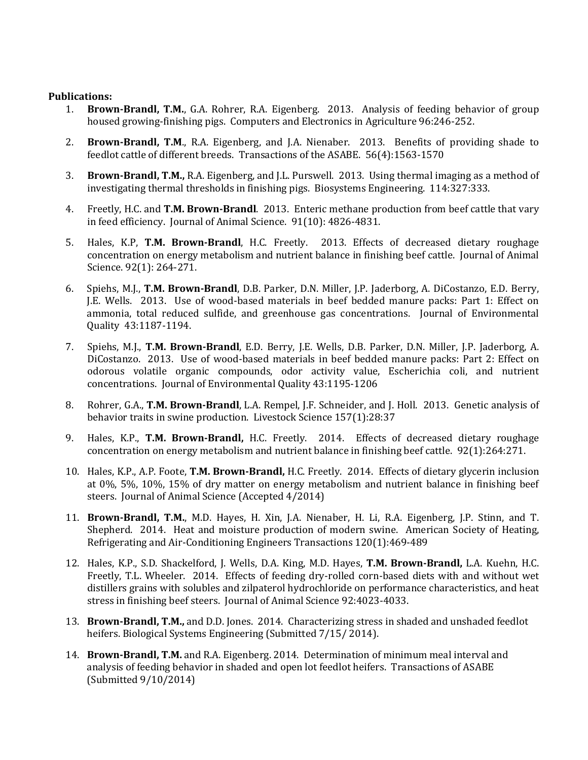**Publications:**

1. **Brown-Brandl, T.M.**, G.A. Rohrer, R.A. Eigenberg. 2013. Analysis of feeding behavior of group housed growing-finishing pigs. Computers and Electronics in Agriculture 96:246-252.

2. **Brown-Brandl, T.M.**, R.A. Eigenberg, and J.A. Nienaber. 2013. Benefits of providing shade to feedlot cattle of different breeds. Transactions of the ASABE. 56(4):1563-1570

3. **Brown-Brandl, T.M.,** R.A. Eigenberg, and J.L. Purswell. 2013. Using thermal imaging as a method of investigating thermal thresholds in finishing pigs. Biosystems Engineering. 114:327:333.

4. Freetly, H.C. and **T.M. Brown-Brandl**. 2013. Enteric methane production from beef cattle that vary in feed efficiency. Journal of Animal Science. 91(10): 4826-4831.

5. Hales, K.P, **T.M. Brown-Brandl**, H.C. Freetly. 2013. Effects of decreased dietary roughage concentration on energy metabolism and nutrient balance in finishing beef cattle. Journal of Animal Science. 92(1): 264-271.

6. Spiehs, M.J., **T.M. Brown-Brandl**, D.B. Parker, D.N. Miller, J.P. Jaderborg, A. DiCostanzo, E.D. Berry, J.E. Wells. 2013. Use of wood-based materials in beef bedded manure packs: Part 1: Effect on ammonia, total reduced sulfide, and greenhouse gas concentrations. Journal of Environmental Quality 43:1187-1194.

7. Spiehs, M.J., **T.M. Brown-Brandl**, E.D. Berry, J.E. Wells, D.B. Parker, D.N. Miller, J.P. Jaderborg, A. DiCostanzo. 2013. Use of wood-based materials in beef bedded manure packs: Part 2: Effect on odorous volatile organic compounds, odor activity value, Escherichia coli, and nutrient concentrations. Journal of Environmental Quality 43:1195-1206

8. Rohrer, G.A., **T.M. Brown-Brandl**, L.A. Rempel, J.F. Schneider, and J. Holl. 2013. Genetic analysis of behavior traits in swine production. Livestock Science 157(1):28:37

9. Hales, K.P., **T.M. Brown-Brandl,** H.C. Freetly. 2014. Effects of decreased dietary roughage concentration on energy metabolism and nutrient balance in finishing beef cattle. 92(1):264:271.

10. Hales, K.P., A.P. Foote, **T.M. Brown-Brandl,** H.C. Freetly. 2014. Effects of dietary glycerin inclusion at 0%, 5%, 10%, 15% of dry matter on energy metabolism and nutrient balance in finishing beef steers. Journal of Animal Science (Accepted 4/2014)

11. **Brown-Brandl, T.M.**, M.D. Hayes, H. Xin, J.A. Nienaber, H. Li, R.A. Eigenberg, J.P. Stinn, and T. Shepherd. 2014. Heat and moisture production of modern swine. American Society of Heating, Refrigerating and Air-Conditioning Engineers Transactions 120(1):469-489

12. Hales, K.P., S.D. Shackelford, J. Wells, D.A. King, M.D. Hayes, **T.M. Brown-Brandl,** L.A. Kuehn, H.C. Freetly, T.L. Wheeler. 2014. Effects of feeding dry-rolled corn-based diets with and without wet distillers grains with solubles and zilpaterol hydrochloride on performance characteristics, and heat stress in finishing beef steers. Journal of Animal Science 92:4023-4033.

13. **Brown-Brandl, T.M.,** and D.D. Jones. 2014. Characterizing stress in shaded and unshaded feedlot heifers. Biological Systems Engineering (Submitted 7/15/ 2014).

14. **Brown-Brandl, T.M.** and R.A. Eigenberg. 2014. Determination of minimum meal interval and analysis of feeding behavior in shaded and open lot feedlot heifers. Transactions of ASABE (Submitted 9/10/2014)